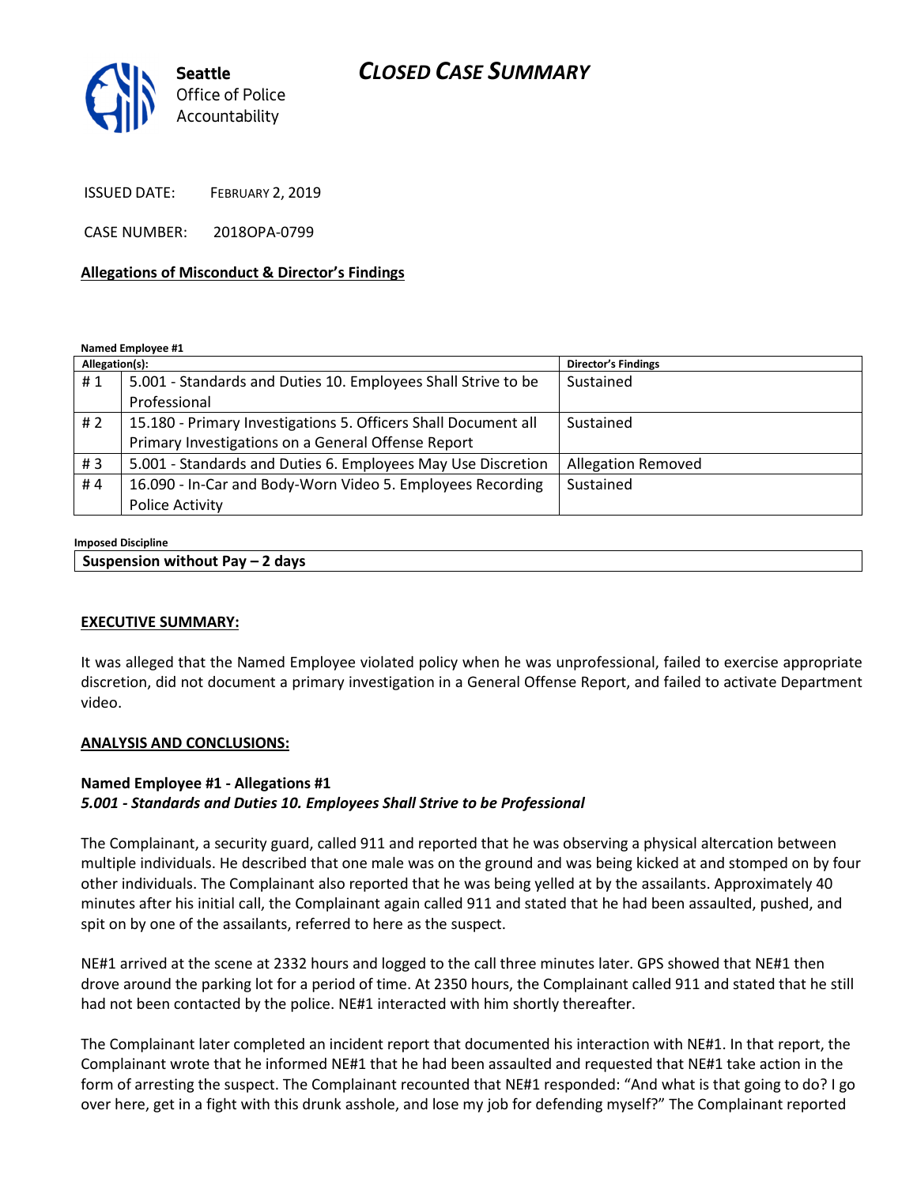# CLOSED CASE SUMMARY

Seattle Office of Police Accountability

ISSUED DATE: FEBRUARY 2, 2019

CASE NUMBER: 2018OPA-0799

**Allegations of Misconduct & Director's Findings**

**Named Employee #1**

| Allegation(s): | | Director's Findings |
|---|---|---|
| # 1 | 5.001 - Standards and Duties 10. Employees Shall Strive to be Professional | Sustained |
| # 2 | 15.180 - Primary Investigations 5. Officers Shall Document all Primary Investigations on a General Offense Report | Sustained |
| # 3 | 5.001 - Standards and Duties 6. Employees May Use Discretion | Allegation Removed |
| # 4 | 16.090 - In-Car and Body-Worn Video 5. Employees Recording Police Activity | Sustained |

**Imposed Discipline**

| Suspension without Pay – 2 days |
|---|

**EXECUTIVE SUMMARY:**

It was alleged that the Named Employee violated policy when he was unprofessional, failed to exercise appropriate discretion, did not document a primary investigation in a General Offense Report, and failed to activate Department video.

**ANALYSIS AND CONCLUSIONS:**

**Named Employee #1 - Allegations #1**
***5.001 - Standards and Duties 10. Employees Shall Strive to be Professional***

The Complainant, a security guard, called 911 and reported that he was observing a physical altercation between multiple individuals. He described that one male was on the ground and was being kicked at and stomped on by four other individuals. The Complainant also reported that he was being yelled at by the assailants. Approximately 40 minutes after his initial call, the Complainant again called 911 and stated that he had been assaulted, pushed, and spit on by one of the assailants, referred to here as the suspect.

NE#1 arrived at the scene at 2332 hours and logged to the call three minutes later. GPS showed that NE#1 then drove around the parking lot for a period of time. At 2350 hours, the Complainant called 911 and stated that he still had not been contacted by the police. NE#1 interacted with him shortly thereafter.

The Complainant later completed an incident report that documented his interaction with NE#1. In that report, the Complainant wrote that he informed NE#1 that he had been assaulted and requested that NE#1 take action in the form of arresting the suspect. The Complainant recounted that NE#1 responded: "And what is that going to do? I go over here, get in a fight with this drunk asshole, and lose my job for defending myself?" The Complainant reported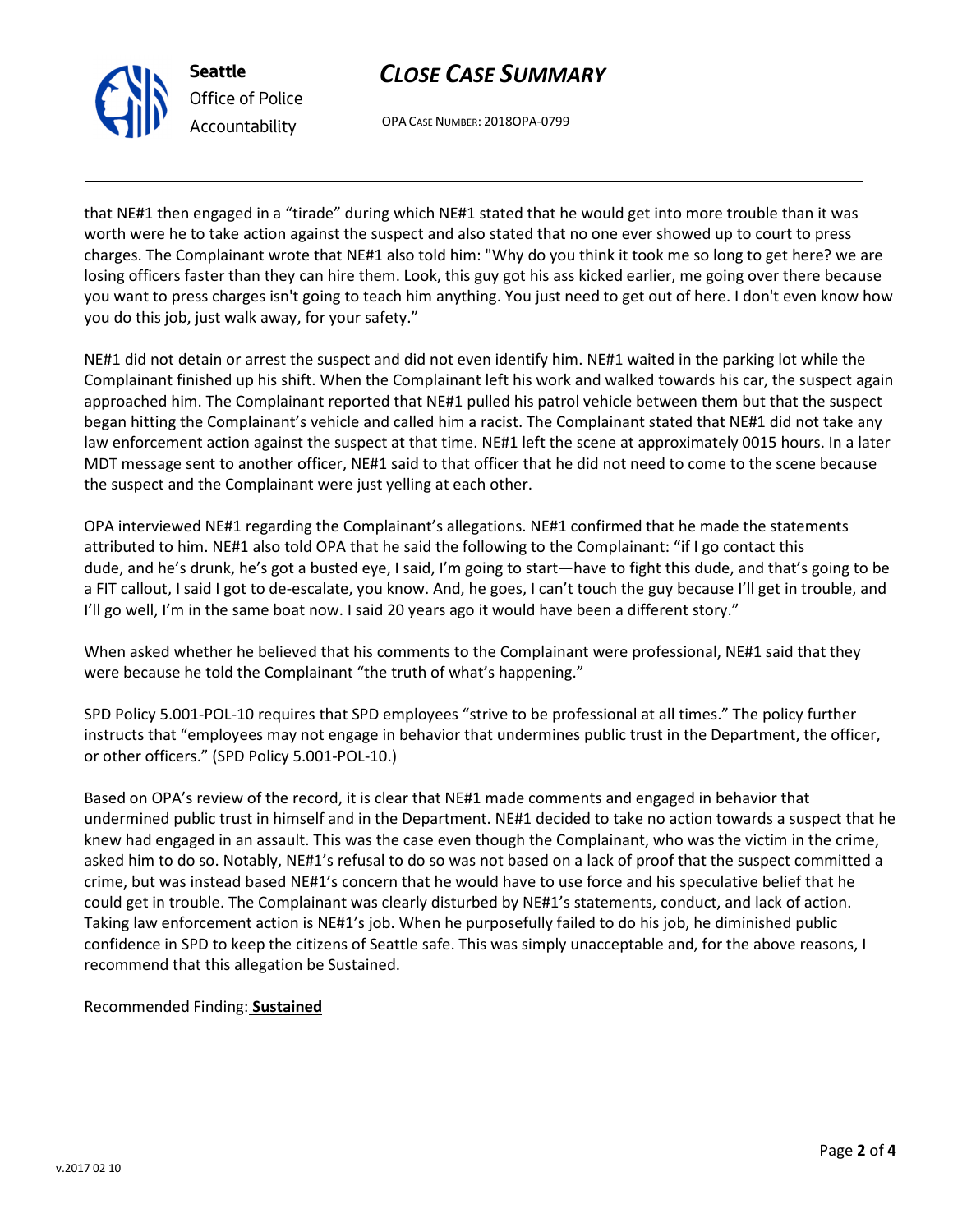that NE#1 then engaged in a "tirade" during which NE#1 stated that he would get into more trouble than it was worth were he to take action against the suspect and also stated that no one ever showed up to court to press charges. The Complainant wrote that NE#1 also told him: "Why do you think it took me so long to get here? we are losing officers faster than they can hire them. Look, this guy got his ass kicked earlier, me going over there because you want to press charges isn't going to teach him anything. You just need to get out of here. I don't even know how you do this job, just walk away, for your safety."

NE#1 did not detain or arrest the suspect and did not even identify him. NE#1 waited in the parking lot while the Complainant finished up his shift. When the Complainant left his work and walked towards his car, the suspect again approached him. The Complainant reported that NE#1 pulled his patrol vehicle between them but that the suspect began hitting the Complainant's vehicle and called him a racist. The Complainant stated that NE#1 did not take any law enforcement action against the suspect at that time. NE#1 left the scene at approximately 0015 hours. In a later MDT message sent to another officer, NE#1 said to that officer that he did not need to come to the scene because the suspect and the Complainant were just yelling at each other.

OPA interviewed NE#1 regarding the Complainant's allegations. NE#1 confirmed that he made the statements attributed to him. NE#1 also told OPA that he said the following to the Complainant: "if I go contact this dude, and he's drunk, he's got a busted eye, I said, I'm going to start—have to fight this dude, and that's going to be a FIT callout, I said I got to de-escalate, you know. And, he goes, I can't touch the guy because I'll get in trouble, and I'll go well, I'm in the same boat now. I said 20 years ago it would have been a different story."

When asked whether he believed that his comments to the Complainant were professional, NE#1 said that they were because he told the Complainant "the truth of what's happening."

SPD Policy 5.001-POL-10 requires that SPD employees "strive to be professional at all times." The policy further instructs that "employees may not engage in behavior that undermines public trust in the Department, the officer, or other officers." (SPD Policy 5.001-POL-10.)

Based on OPA's review of the record, it is clear that NE#1 made comments and engaged in behavior that undermined public trust in himself and in the Department. NE#1 decided to take no action towards a suspect that he knew had engaged in an assault. This was the case even though the Complainant, who was the victim in the crime, asked him to do so. Notably, NE#1's refusal to do so was not based on a lack of proof that the suspect committed a crime, but was instead based NE#1's concern that he would have to use force and his speculative belief that he could get in trouble. The Complainant was clearly disturbed by NE#1's statements, conduct, and lack of action. Taking law enforcement action is NE#1's job. When he purposefully failed to do his job, he diminished public confidence in SPD to keep the citizens of Seattle safe. This was simply unacceptable and, for the above reasons, I recommend that this allegation be Sustained.

Recommended Finding: **Sustained**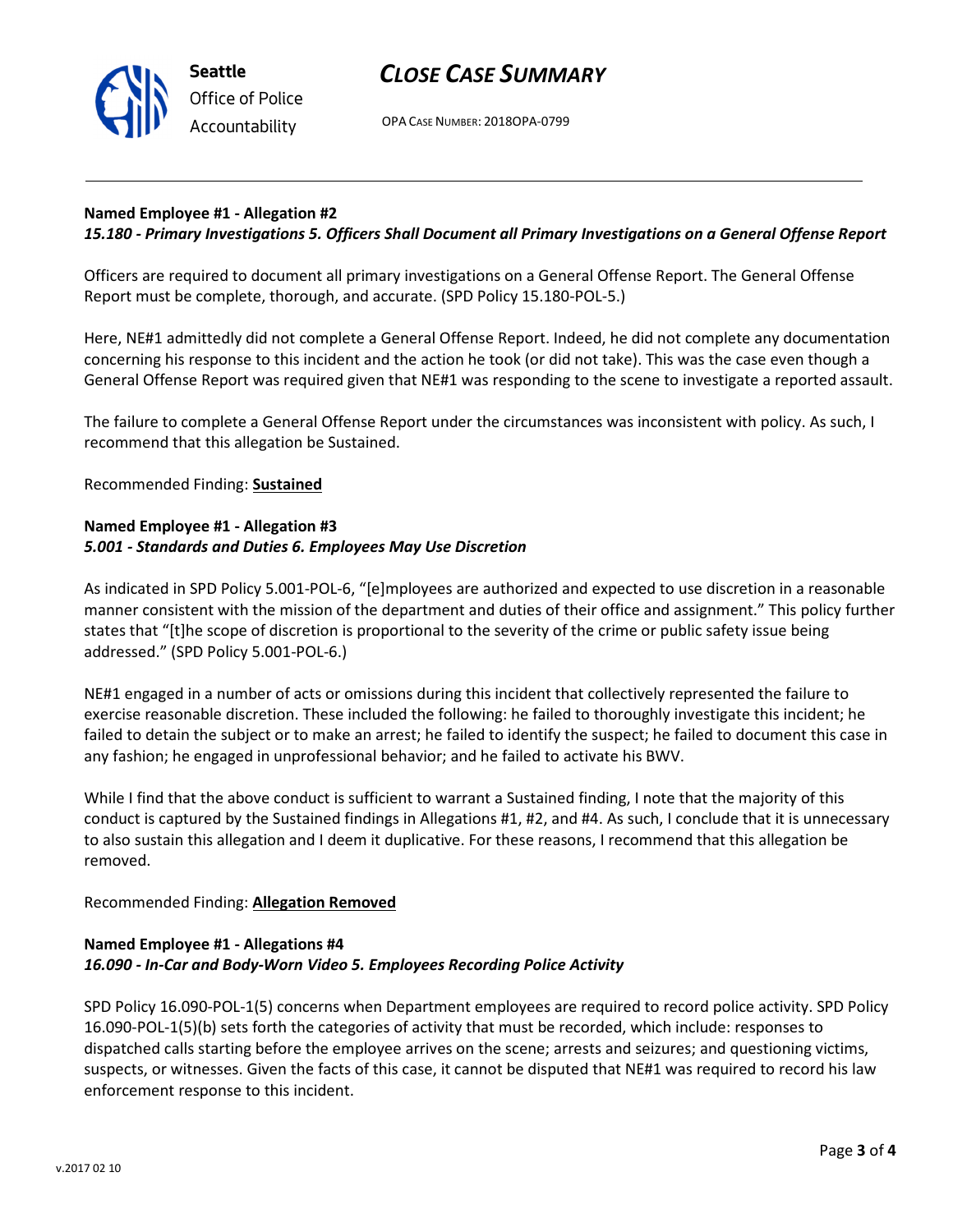**Named Employee #1 - Allegation #2**
***15.180 - Primary Investigations 5. Officers Shall Document all Primary Investigations on a General Offense Report***

Officers are required to document all primary investigations on a General Offense Report. The General Offense Report must be complete, thorough, and accurate. (SPD Policy 15.180-POL-5.)

Here, NE#1 admittedly did not complete a General Offense Report. Indeed, he did not complete any documentation concerning his response to this incident and the action he took (or did not take). This was the case even though a General Offense Report was required given that NE#1 was responding to the scene to investigate a reported assault.

The failure to complete a General Offense Report under the circumstances was inconsistent with policy. As such, I recommend that this allegation be Sustained.

Recommended Finding: **Sustained**

**Named Employee #1 - Allegation #3**
***5.001 - Standards and Duties 6. Employees May Use Discretion***

As indicated in SPD Policy 5.001-POL-6, "[e]mployees are authorized and expected to use discretion in a reasonable manner consistent with the mission of the department and duties of their office and assignment." This policy further states that "[t]he scope of discretion is proportional to the severity of the crime or public safety issue being addressed." (SPD Policy 5.001-POL-6.)

NE#1 engaged in a number of acts or omissions during this incident that collectively represented the failure to exercise reasonable discretion. These included the following: he failed to thoroughly investigate this incident; he failed to detain the subject or to make an arrest; he failed to identify the suspect; he failed to document this case in any fashion; he engaged in unprofessional behavior; and he failed to activate his BWV.

While I find that the above conduct is sufficient to warrant a Sustained finding, I note that the majority of this conduct is captured by the Sustained findings in Allegations #1, #2, and #4. As such, I conclude that it is unnecessary to also sustain this allegation and I deem it duplicative. For these reasons, I recommend that this allegation be removed.

Recommended Finding: **Allegation Removed**

**Named Employee #1 - Allegations #4**
***16.090 - In-Car and Body-Worn Video 5. Employees Recording Police Activity***

SPD Policy 16.090-POL-1(5) concerns when Department employees are required to record police activity. SPD Policy 16.090-POL-1(5)(b) sets forth the categories of activity that must be recorded, which include: responses to dispatched calls starting before the employee arrives on the scene; arrests and seizures; and questioning victims, suspects, or witnesses. Given the facts of this case, it cannot be disputed that NE#1 was required to record his law enforcement response to this incident.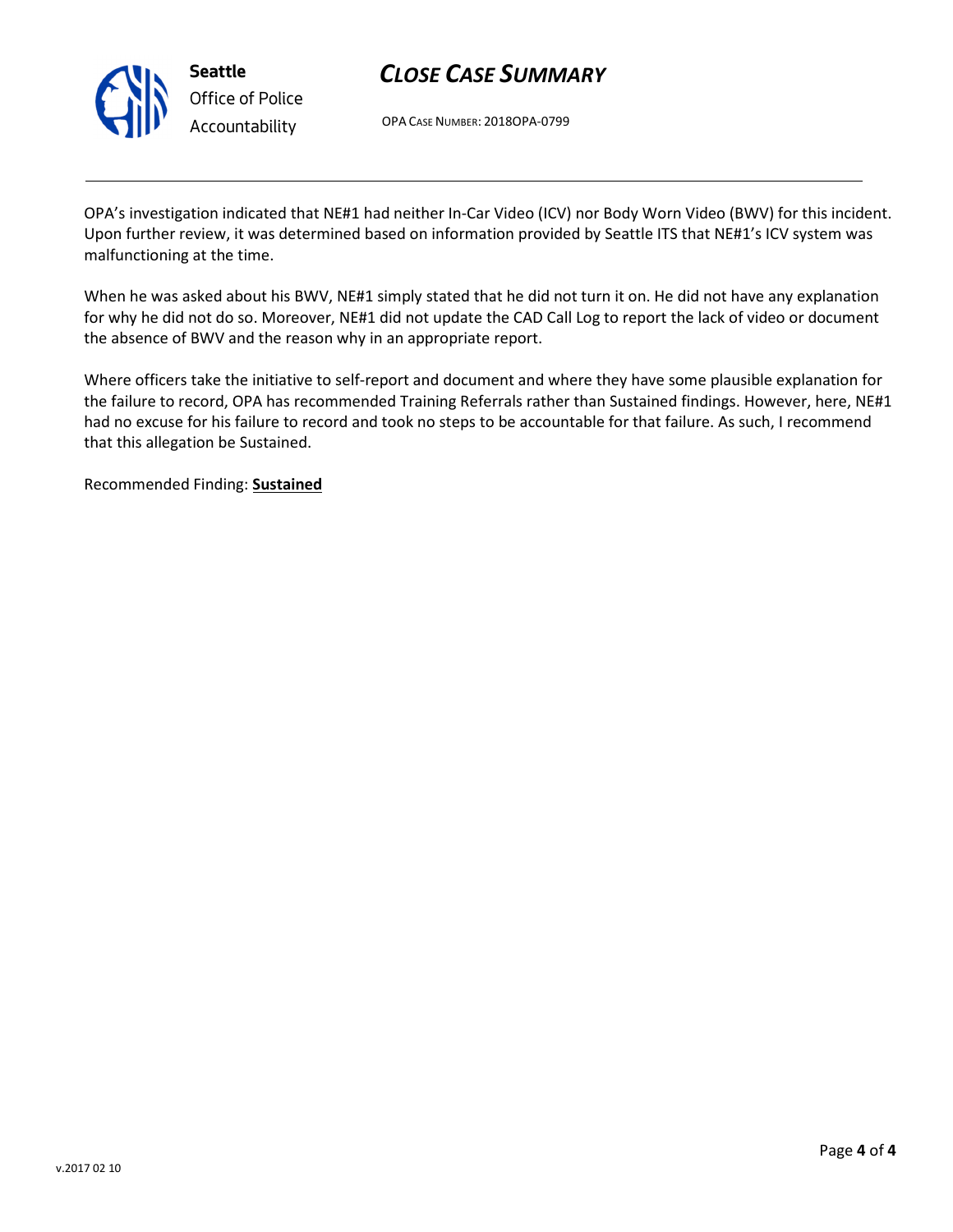OPA's investigation indicated that NE#1 had neither In-Car Video (ICV) nor Body Worn Video (BWV) for this incident. Upon further review, it was determined based on information provided by Seattle ITS that NE#1's ICV system was malfunctioning at the time.

When he was asked about his BWV, NE#1 simply stated that he did not turn it on. He did not have any explanation for why he did not do so. Moreover, NE#1 did not update the CAD Call Log to report the lack of video or document the absence of BWV and the reason why in an appropriate report.

Where officers take the initiative to self-report and document and where they have some plausible explanation for the failure to record, OPA has recommended Training Referrals rather than Sustained findings. However, here, NE#1 had no excuse for his failure to record and took no steps to be accountable for that failure. As such, I recommend that this allegation be Sustained.

Recommended Finding: **Sustained**